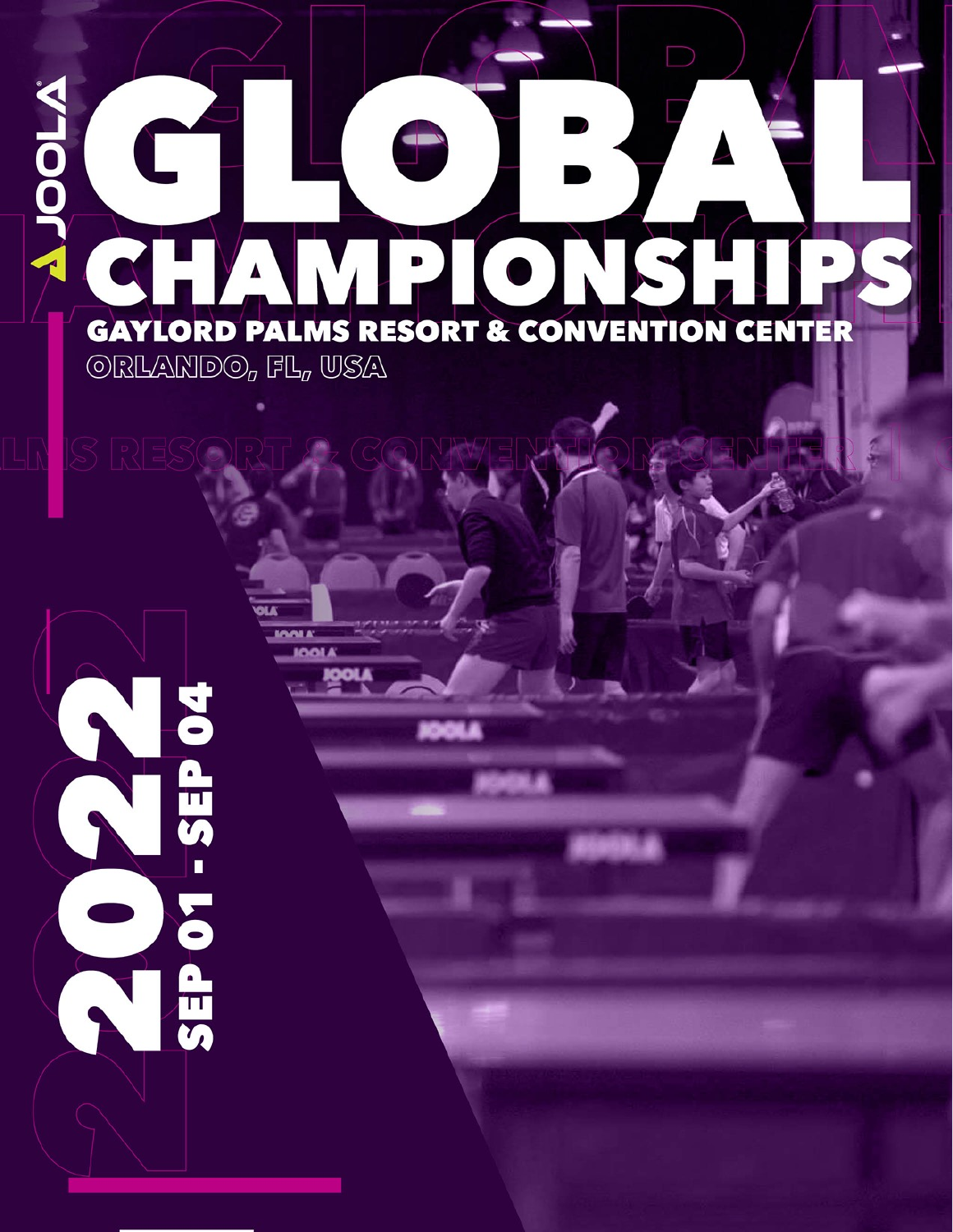JOOLA

# GLOBAL CHAMPIONSHIPS

## GAYLORD PALMS RESORT & CONVENTION CENTER

ORLANDO, FL, USA

**2022**

**SEP 01 - SEP 04**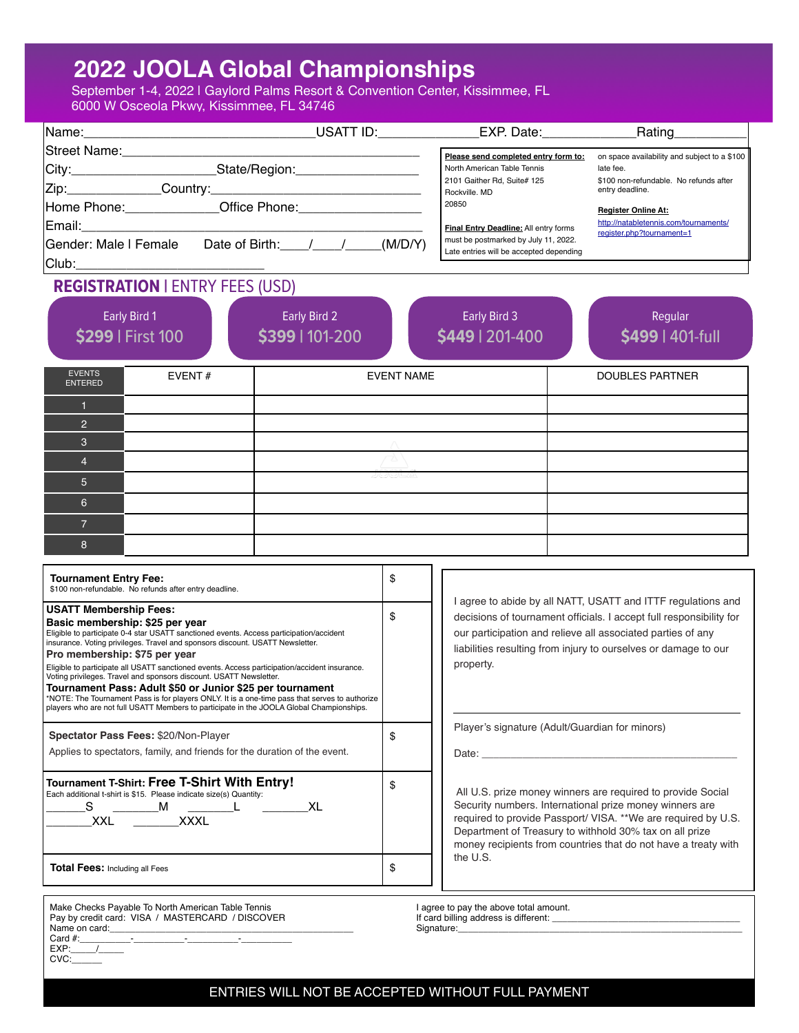# 2022 JOOLA Global Championships

September 1-4, 2022 I Gaylord Palms Resort & Convention Center, Kissimmee, FL
6000 W Osceola Pkwy, Kissimmee, FL 34746

Name:________________________________USATT ID:_____________EXP. Date:____________Rating__________

Street Name:________________________________________________

City:____________________State/Region:_________________

Zip:____________Country:____________________________

Home Phone:_____________Office Phone:_________________

Email:______________________________________________

Gender: Male I Female Date of Birth:____/____/_____(M/D/Y)

Club:__________________________

**Please send completed entry form to:**
North American Table Tennis
2101 Gaither Rd, Suite# 125
Rockville. MD
20850

**Final Entry Deadline:** All entry forms must be postmarked by July 11, 2022. Late entries will be accepted depending on space availability and subject to a $100 late fee.

$100 non-refundable. No refunds after entry deadline.

**Register Online At:**
http://natabletennis.com/tournaments/register.php?tournament=1

## REGISTRATION | ENTRY FEES (USD)

| Early Bird 1 | Early Bird 2 | Early Bird 3 | Regular |
|---|---|---|---|
| **$299** I First 100 | **$399** I 101-200 | **$449** I 201-400 | **$499** I 401-full |

| EVENTS ENTERED | EVENT # | EVENT NAME | DOUBLES PARTNER |
|---|---|---|---|
| 1 | | | |
| 2 | | | |
| 3 | | | |
| 4 | | | |
| 5 | | | |
| 6 | | | |
| 7 | | | |
| 8 | | | |

| | |
|---|---|
| **Tournament Entry Fee:** $100 non-refundable. No refunds after entry deadline. | $ |
| **USATT Membership Fees:** **Basic membership: $25 per year** Eligible to participate 0-4 star USATT sanctioned events. Access participation/accident insurance. Voting privileges. Travel and sponsors discount. USATT Newsletter. **Pro membership: $75 per year** Eligible to participate all USATT sanctioned events. Access participation/accident insurance. Voting privileges. Travel and sponsors discount. USATT Newsletter. **Tournament Pass: Adult $50 or Junior $25 per tournament** *NOTE: The Tournament Pass is for players ONLY. It is a one-time pass that serves to authorize players who are not full USATT Members to participate in the JOOLA Global Championships. | $ |
| **Spectator Pass Fees:** $20/Non-Player Applies to spectators, family, and friends for the duration of the event. | $ |
| **Tournament T-Shirt: Free T-Shirt With Entry!** Each additional t-shirt is $15. Please indicate size(s) Quantity: ______S ______M ______L ______XL ______XXL ______XXXL | $ |
| **Total Fees:** Including all Fees | $ |

I agree to abide by all NATT, USATT and ITTF regulations and decisions of tournament officials. I accept full responsibility for our participation and relieve all associated parties of any liabilities resulting from injury to ourselves or damage to our property.

_____________________________________________

Player's signature (Adult/Guardian for minors)

Date: _________________________________________

All U.S. prize money winners are required to provide Social Security numbers. International prize money winners are required to provide Passport/ VISA. **We are required by U.S. Department of Treasury to withhold 30% tax on all prize money recipients from countries that do not have a treaty with the U.S.

Make Checks Payable To North American Table Tennis
Pay by credit card: VISA / MASTERCARD / DISCOVER
Name on card:_____________________________________________
Card #:_________-_________-_________-_________
EXP:____/_____
CVC:______

I agree to pay the above total amount.
If card billing address is different: ________________________________
Signature:_____________________________________________

**ENTRIES WILL NOT BE ACCEPTED WITHOUT FULL PAYMENT**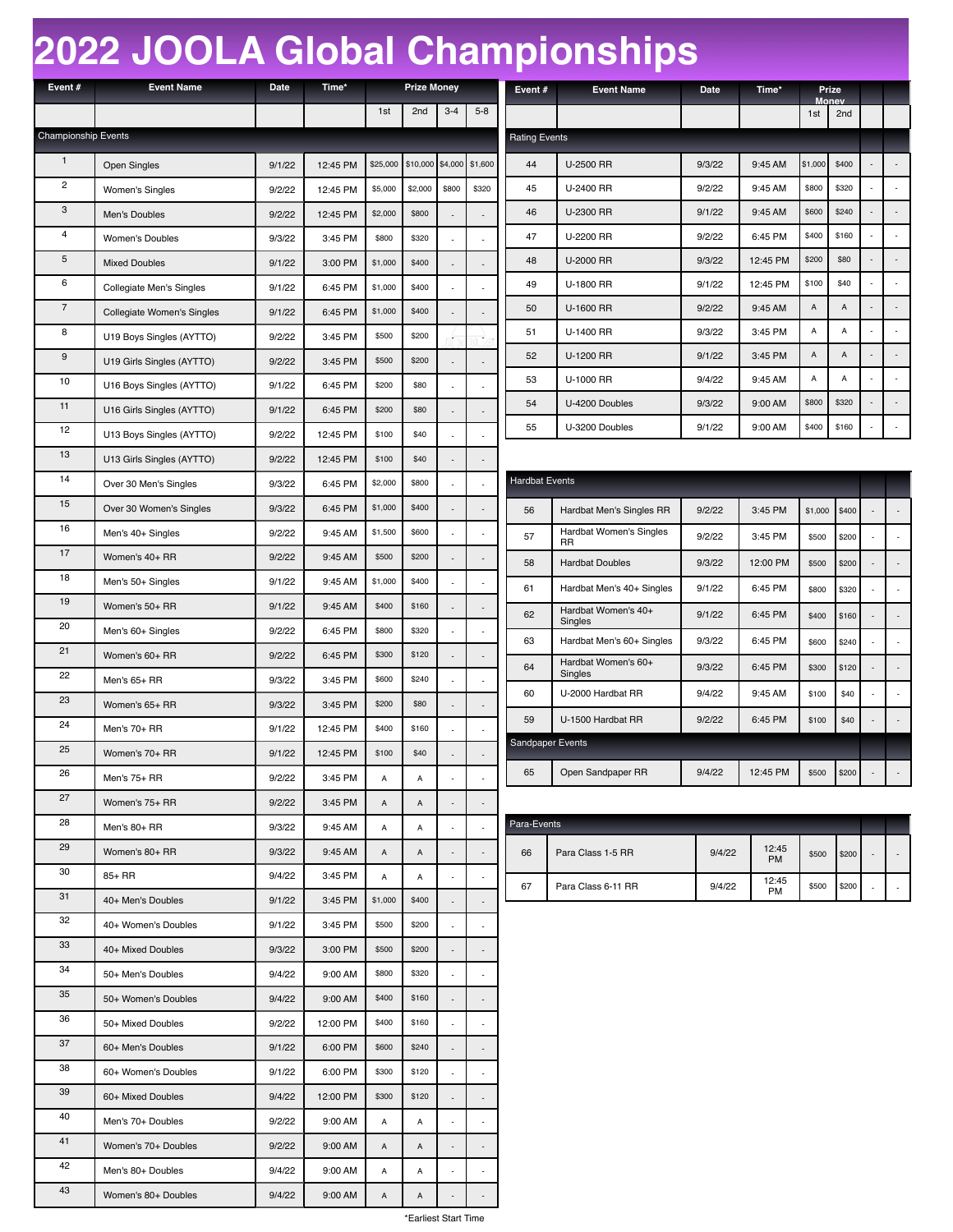# 2022 JOOLA Global Championships

| Event # | Event Name | Date | Time* | Prize Money | | | |
|---|---|---|---|---|---|---|---|
| | | | | 1st | 2nd | 3-4 | 5-8 |
| **Championship Events** | | | | | | | |
| 1 | Open Singles | 9/1/22 | 12:45 PM | $25,000 | $10,000 | $4,000 | $1,600 |
| 2 | Women's Singles | 9/2/22 | 12:45 PM | $5,000 | $2,000 | $800 | $320 |
| 3 | Men's Doubles | 9/2/22 | 12:45 PM | $2,000 | $800 | - | - |
| 4 | Women's Doubles | 9/3/22 | 3:45 PM | $800 | $320 | - | - |
| 5 | Mixed Doubles | 9/1/22 | 3:00 PM | $1,000 | $400 | - | - |
| 6 | Collegiate Men's Singles | 9/1/22 | 6:45 PM | $1,000 | $400 | - | - |
| 7 | Collegiate Women's Singles | 9/1/22 | 6:45 PM | $1,000 | $400 | - | - |
| 8 | U19 Boys Singles (AYTTO) | 9/2/22 | 3:45 PM | $500 | $200 | - | - |
| 9 | U19 Girls Singles (AYTTO) | 9/2/22 | 3:45 PM | $500 | $200 | - | - |
| 10 | U16 Boys Singles (AYTTO) | 9/1/22 | 6:45 PM | $200 | $80 | - | - |
| 11 | U16 Girls Singles (AYTTO) | 9/1/22 | 6:45 PM | $200 | $80 | - | - |
| 12 | U13 Boys Singles (AYTTO) | 9/2/22 | 12:45 PM | $100 | $40 | - | - |
| 13 | U13 Girls Singles (AYTTO) | 9/2/22 | 12:45 PM | $100 | $40 | - | - |
| 14 | Over 30 Men's Singles | 9/3/22 | 6:45 PM | $2,000 | $800 | - | - |
| 15 | Over 30 Women's Singles | 9/3/22 | 6:45 PM | $1,000 | $400 | - | - |
| 16 | Men's 40+ Singles | 9/2/22 | 9:45 AM | $1,500 | $600 | - | - |
| 17 | Women's 40+ RR | 9/2/22 | 9:45 AM | $500 | $200 | - | - |
| 18 | Men's 50+ Singles | 9/1/22 | 9:45 AM | $1,000 | $400 | - | - |
| 19 | Women's 50+ RR | 9/1/22 | 9:45 AM | $400 | $160 | - | - |
| 20 | Men's 60+ Singles | 9/2/22 | 6:45 PM | $800 | $320 | - | - |
| 21 | Women's 60+ RR | 9/2/22 | 6:45 PM | $300 | $120 | - | - |
| 22 | Men's 65+ RR | 9/3/22 | 3:45 PM | $600 | $240 | - | - |
| 23 | Women's 65+ RR | 9/3/22 | 3:45 PM | $200 | $80 | - | - |
| 24 | Men's 70+ RR | 9/1/22 | 12:45 PM | $400 | $160 | - | - |
| 25 | Women's 70+ RR | 9/1/22 | 12:45 PM | $100 | $40 | - | - |
| 26 | Men's 75+ RR | 9/2/22 | 3:45 PM | A | A | - | - |
| 27 | Women's 75+ RR | 9/2/22 | 3:45 PM | A | A | - | - |
| 28 | Men's 80+ RR | 9/3/22 | 9:45 AM | A | A | - | - |
| 29 | Women's 80+ RR | 9/3/22 | 9:45 AM | A | A | - | - |
| 30 | 85+ RR | 9/4/22 | 3:45 PM | A | A | - | - |
| 31 | 40+ Men's Doubles | 9/1/22 | 3:45 PM | $1,000 | $400 | - | - |
| 32 | 40+ Women's Doubles | 9/1/22 | 3:45 PM | $500 | $200 | - | - |
| 33 | 40+ Mixed Doubles | 9/3/22 | 3:00 PM | $500 | $200 | - | - |
| 34 | 50+ Men's Doubles | 9/4/22 | 9:00 AM | $800 | $320 | - | - |
| 35 | 50+ Women's Doubles | 9/4/22 | 9:00 AM | $400 | $160 | - | - |
| 36 | 50+ Mixed Doubles | 9/2/22 | 12:00 PM | $400 | $160 | - | - |
| 37 | 60+ Men's Doubles | 9/1/22 | 6:00 PM | $600 | $240 | - | - |
| 38 | 60+ Women's Doubles | 9/1/22 | 6:00 PM | $300 | $120 | - | - |
| 39 | 60+ Mixed Doubles | 9/4/22 | 12:00 PM | $300 | $120 | - | - |
| 40 | Men's 70+ Doubles | 9/2/22 | 9:00 AM | A | A | - | - |
| 41 | Women's 70+ Doubles | 9/2/22 | 9:00 AM | A | A | - | - |
| 42 | Men's 80+ Doubles | 9/4/22 | 9:00 AM | A | A | - | - |
| 43 | Women's 80+ Doubles | 9/4/22 | 9:00 AM | A | A | - | - |

*Earliest Start Time

| Event # | Event Name | Date | Time* | Prize Money | | | |
|---|---|---|---|---|---|---|---|
| | | | | 1st | 2nd | | |
| **Rating Events** | | | | | | | |
| 44 | U-2500 RR | 9/3/22 | 9:45 AM | $1,000 | $400 | - | - |
| 45 | U-2400 RR | 9/2/22 | 9:45 AM | $800 | $320 | - | - |
| 46 | U-2300 RR | 9/1/22 | 9:45 AM | $600 | $240 | - | - |
| 47 | U-2200 RR | 9/2/22 | 6:45 PM | $400 | $160 | - | - |
| 48 | U-2000 RR | 9/3/22 | 12:45 PM | $200 | $80 | - | - |
| 49 | U-1800 RR | 9/1/22 | 12:45 PM | $100 | $40 | - | - |
| 50 | U-1600 RR | 9/2/22 | 9:45 AM | A | A | - | - |
| 51 | U-1400 RR | 9/3/22 | 3:45 PM | A | A | - | - |
| 52 | U-1200 RR | 9/1/22 | 3:45 PM | A | A | - | - |
| 53 | U-1000 RR | 9/4/22 | 9:45 AM | A | A | - | - |
| 54 | U-4200 Doubles | 9/3/22 | 9:00 AM | $800 | $320 | - | - |
| 55 | U-3200 Doubles | 9/1/22 | 9:00 AM | $400 | $160 | - | - |

| Event # | Event Name | Date | Time* | 1st | 2nd | | |
|---|---|---|---|---|---|---|---|
| **Hardbat Events** | | | | | | | |
| 56 | Hardbat Men's Singles RR | 9/2/22 | 3:45 PM | $1,000 | $400 | - | - |
| 57 | Hardbat Women's Singles RR | 9/2/22 | 3:45 PM | $500 | $200 | - | - |
| 58 | Hardbat Doubles | 9/3/22 | 12:00 PM | $500 | $200 | - | - |
| 61 | Hardbat Men's 40+ Singles | 9/1/22 | 6:45 PM | $800 | $320 | - | - |
| 62 | Hardbat Women's 40+ Singles | 9/1/22 | 6:45 PM | $400 | $160 | - | - |
| 63 | Hardbat Men's 60+ Singles | 9/3/22 | 6:45 PM | $600 | $240 | - | - |
| 64 | Hardbat Women's 60+ Singles | 9/3/22 | 6:45 PM | $300 | $120 | - | - |
| 60 | U-2000 Hardbat RR | 9/4/22 | 9:45 AM | $100 | $40 | - | - |
| 59 | U-1500 Hardbat RR | 9/2/22 | 6:45 PM | $100 | $40 | - | - |
| **Sandpaper Events** | | | | | | | |
| 65 | Open Sandpaper RR | 9/4/22 | 12:45 PM | $500 | $200 | - | - |

| Event # | Event Name | Date | Time* | 1st | 2nd | | |
|---|---|---|---|---|---|---|---|
| **Para-Events** | | | | | | | |
| 66 | Para Class 1-5 RR | 9/4/22 | 12:45 PM | $500 | $200 | - | - |
| 67 | Para Class 6-11 RR | 9/4/22 | 12:45 PM | $500 | $200 | - | - |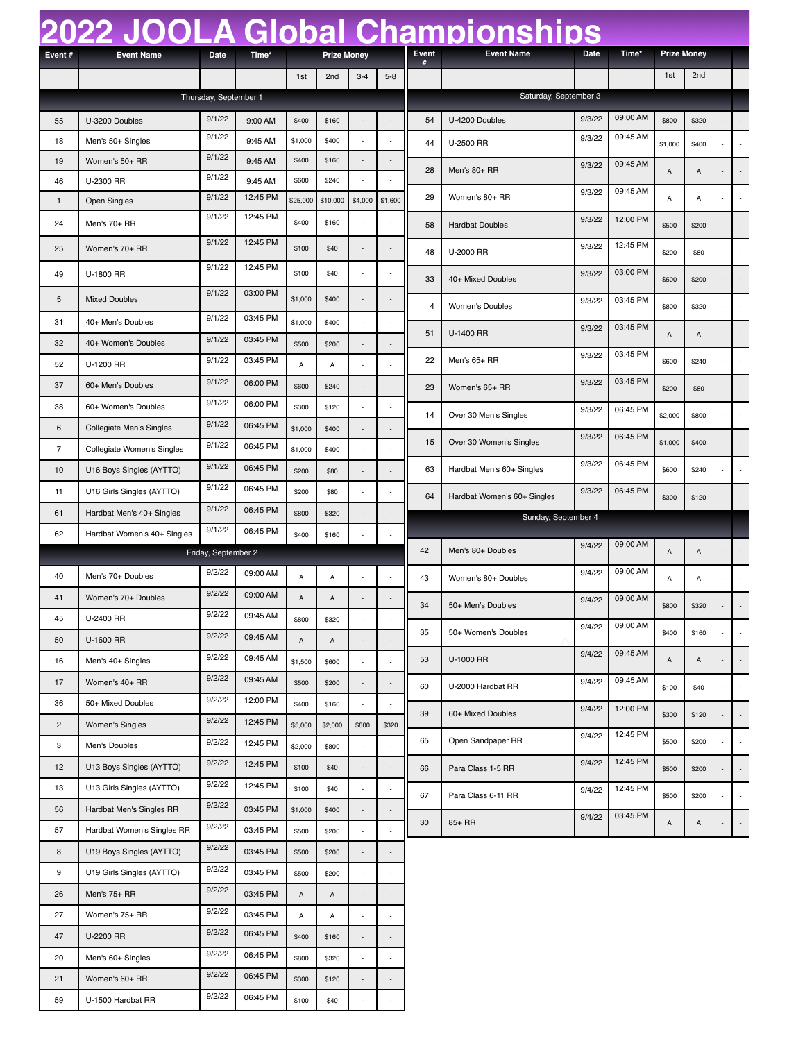# 2022 JOOLA Global Championships

| Event # | Event Name | Date | Time* | Prize Money | | | |
|---|---|---|---|---|---|---|---|
| | | | | 1st | 2nd | 3-4 | 5-8 |
| **Thursday, September 1** | | | | | | | |
| 55 | U-3200 Doubles | 9/1/22 | 9:00 AM | $400 | $160 | - | - |
| 18 | Men's 50+ Singles | 9/1/22 | 9:45 AM | $1,000 | $400 | - | - |
| 19 | Women's 50+ RR | 9/1/22 | 9:45 AM | $400 | $160 | - | - |
| 46 | U-2300 RR | 9/1/22 | 9:45 AM | $600 | $240 | - | - |
| 1 | Open Singles | 9/1/22 | 12:45 PM | $25,000 | $10,000 | $4,000 | $1,600 |
| 24 | Men's 70+ RR | 9/1/22 | 12:45 PM | $400 | $160 | - | - |
| 25 | Women's 70+ RR | 9/1/22 | 12:45 PM | $100 | $40 | - | - |
| 49 | U-1800 RR | 9/1/22 | 12:45 PM | $100 | $40 | - | - |
| 5 | Mixed Doubles | 9/1/22 | 03:00 PM | $1,000 | $400 | - | - |
| 31 | 40+ Men's Doubles | 9/1/22 | 03:45 PM | $1,000 | $400 | - | - |
| 32 | 40+ Women's Doubles | 9/1/22 | 03:45 PM | $500 | $200 | - | - |
| 52 | U-1200 RR | 9/1/22 | 03:45 PM | A | A | - | - |
| 37 | 60+ Men's Doubles | 9/1/22 | 06:00 PM | $600 | $240 | - | - |
| 38 | 60+ Women's Doubles | 9/1/22 | 06:00 PM | $300 | $120 | - | - |
| 6 | Collegiate Men's Singles | 9/1/22 | 06:45 PM | $1,000 | $400 | - | - |
| 7 | Collegiate Women's Singles | 9/1/22 | 06:45 PM | $1,000 | $400 | - | - |
| 10 | U16 Boys Singles (AYTTO) | 9/1/22 | 06:45 PM | $200 | $80 | - | - |
| 11 | U16 Girls Singles (AYTTO) | 9/1/22 | 06:45 PM | $200 | $80 | - | - |
| 61 | Hardbat Men's 40+ Singles | 9/1/22 | 06:45 PM | $800 | $320 | - | - |
| 62 | Hardbat Women's 40+ Singles | 9/1/22 | 06:45 PM | $400 | $160 | - | - |
| **Friday, September 2** | | | | | | | |
| 40 | Men's 70+ Doubles | 9/2/22 | 09:00 AM | A | A | - | - |
| 41 | Women's 70+ Doubles | 9/2/22 | 09:00 AM | A | A | - | - |
| 45 | U-2400 RR | 9/2/22 | 09:45 AM | $800 | $320 | - | - |
| 50 | U-1600 RR | 9/2/22 | 09:45 AM | A | A | - | - |
| 16 | Men's 40+ Singles | 9/2/22 | 09:45 AM | $1,500 | $600 | - | - |
| 17 | Women's 40+ RR | 9/2/22 | 09:45 AM | $500 | $200 | - | - |
| 36 | 50+ Mixed Doubles | 9/2/22 | 12:00 PM | $400 | $160 | - | - |
| 2 | Women's Singles | 9/2/22 | 12:45 PM | $5,000 | $2,000 | $800 | $320 |
| 3 | Men's Doubles | 9/2/22 | 12:45 PM | $2,000 | $800 | - | - |
| 12 | U13 Boys Singles (AYTTO) | 9/2/22 | 12:45 PM | $100 | $40 | - | - |
| 13 | U13 Girls Singles (AYTTO) | 9/2/22 | 12:45 PM | $100 | $40 | - | - |
| 56 | Hardbat Men's Singles RR | 9/2/22 | 03:45 PM | $1,000 | $400 | - | - |
| 57 | Hardbat Women's Singles RR | 9/2/22 | 03:45 PM | $500 | $200 | - | - |
| 8 | U19 Boys Singles (AYTTO) | 9/2/22 | 03:45 PM | $500 | $200 | - | - |
| 9 | U19 Girls Singles (AYTTO) | 9/2/22 | 03:45 PM | $500 | $200 | - | - |
| 26 | Men's 75+ RR | 9/2/22 | 03:45 PM | A | A | - | - |
| 27 | Women's 75+ RR | 9/2/22 | 03:45 PM | A | A | - | - |
| 47 | U-2200 RR | 9/2/22 | 06:45 PM | $400 | $160 | - | - |
| 20 | Men's 60+ Singles | 9/2/22 | 06:45 PM | $800 | $320 | - | - |
| 21 | Women's 60+ RR | 9/2/22 | 06:45 PM | $300 | $120 | - | - |
| 59 | U-1500 Hardbat RR | 9/2/22 | 06:45 PM | $100 | $40 | - | - |

| Event # | Event Name | Date | Time* | Prize Money | | | |
|---|---|---|---|---|---|---|---|
| | | | | 1st | 2nd | | |
| **Saturday, September 3** | | | | | | | |
| 54 | U-4200 Doubles | 9/3/22 | 09:00 AM | $800 | $320 | - | - |
| 44 | U-2500 RR | 9/3/22 | 09:45 AM | $1,000 | $400 | - | - |
| 28 | Men's 80+ RR | 9/3/22 | 09:45 AM | A | A | - | - |
| 29 | Women's 80+ RR | 9/3/22 | 09:45 AM | A | A | - | - |
| 58 | Hardbat Doubles | 9/3/22 | 12:00 PM | $500 | $200 | - | - |
| 48 | U-2000 RR | 9/3/22 | 12:45 PM | $200 | $80 | - | - |
| 33 | 40+ Mixed Doubles | 9/3/22 | 03:00 PM | $500 | $200 | - | - |
| 4 | Women's Doubles | 9/3/22 | 03:45 PM | $800 | $320 | - | - |
| 51 | U-1400 RR | 9/3/22 | 03:45 PM | A | A | - | - |
| 22 | Men's 65+ RR | 9/3/22 | 03:45 PM | $600 | $240 | - | - |
| 23 | Women's 65+ RR | 9/3/22 | 03:45 PM | $200 | $80 | - | - |
| 14 | Over 30 Men's Singles | 9/3/22 | 06:45 PM | $2,000 | $800 | - | - |
| 15 | Over 30 Women's Singles | 9/3/22 | 06:45 PM | $1,000 | $400 | - | - |
| 63 | Hardbat Men's 60+ Singles | 9/3/22 | 06:45 PM | $600 | $240 | - | - |
| 64 | Hardbat Women's 60+ Singles | 9/3/22 | 06:45 PM | $300 | $120 | - | - |
| **Sunday, September 4** | | | | | | | |
| 42 | Men's 80+ Doubles | 9/4/22 | 09:00 AM | A | A | - | - |
| 43 | Women's 80+ Doubles | 9/4/22 | 09:00 AM | A | A | - | - |
| 34 | 50+ Men's Doubles | 9/4/22 | 09:00 AM | $800 | $320 | - | - |
| 35 | 50+ Women's Doubles | 9/4/22 | 09:00 AM | $400 | $160 | - | - |
| 53 | U-1000 RR | 9/4/22 | 09:45 AM | A | A | - | - |
| 60 | U-2000 Hardbat RR | 9/4/22 | 09:45 AM | $100 | $40 | - | - |
| 39 | 60+ Mixed Doubles | 9/4/22 | 12:00 PM | $300 | $120 | - | - |
| 65 | Open Sandpaper RR | 9/4/22 | 12:45 PM | $500 | $200 | - | - |
| 66 | Para Class 1-5 RR | 9/4/22 | 12:45 PM | $500 | $200 | - | - |
| 67 | Para Class 6-11 RR | 9/4/22 | 12:45 PM | $500 | $200 | - | - |
| 30 | 85+ RR | 9/4/22 | 03:45 PM | A | A | - | - |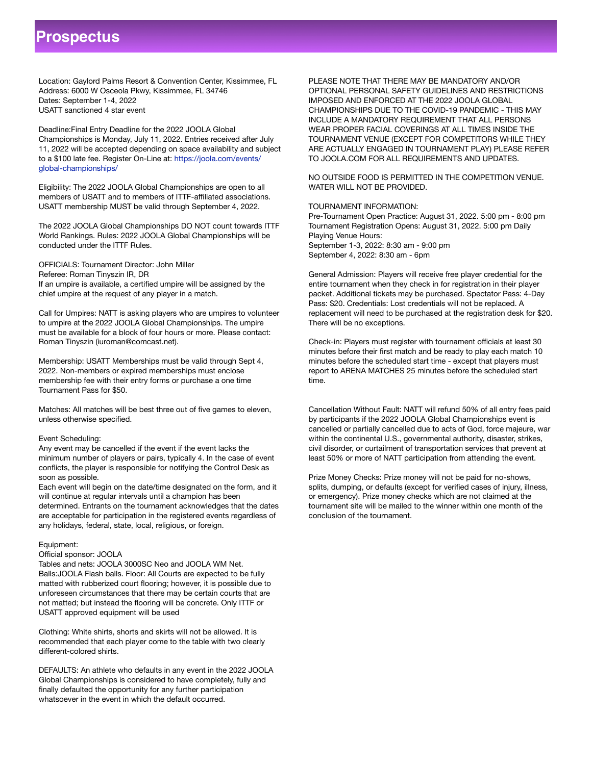# Prospectus

Location: Gaylord Palms Resort & Convention Center, Kissimmee, FL
Address: 6000 W Osceola Pkwy, Kissimmee, FL 34746
Dates: September 1-4, 2022
USATT sanctioned 4 star event

Deadline:Final Entry Deadline for the 2022 JOOLA Global Championships is Monday, July 11, 2022. Entries received after July 11, 2022 will be accepted depending on space availability and subject to a $100 late fee. Register On-Line at: [https://joola.com/events/global-championships/](https://joola.com/events/global-championships/)

Eligibility: The 2022 JOOLA Global Championships are open to all members of USATT and to members of ITTF-affiliated associations. USATT membership MUST be valid through September 4, 2022.

The 2022 JOOLA Global Championships DO NOT count towards ITTF World Rankings. Rules: 2022 JOOLA Global Championships will be conducted under the ITTF Rules.

OFFICIALS: Tournament Director: John Miller
Referee: Roman Tinyszin IR, DR
If an umpire is available, a certified umpire will be assigned by the chief umpire at the request of any player in a match.

Call for Umpires: NATT is asking players who are umpires to volunteer to umpire at the 2022 JOOLA Global Championships. The umpire must be available for a block of four hours or more. Please contact: Roman Tinyszin (iuroman@comcast.net).

Membership: USATT Memberships must be valid through Sept 4, 2022. Non-members or expired memberships must enclose membership fee with their entry forms or purchase a one time Tournament Pass for $50.

Matches: All matches will be best three out of five games to eleven, unless otherwise specified.

Event Scheduling:
Any event may be cancelled if the event if the event lacks the minimum number of players or pairs, typically 4. In the case of event conflicts, the player is responsible for notifying the Control Desk as soon as possible.
Each event will begin on the date/time designated on the form, and it will continue at regular intervals until a champion has been determined. Entrants on the tournament acknowledges that the dates are acceptable for participation in the registered events regardless of any holidays, federal, state, local, religious, or foreign.

Equipment:
Official sponsor: JOOLA
Tables and nets: JOOLA 3000SC Neo and JOOLA WM Net.
Balls:JOOLA Flash balls. Floor: All Courts are expected to be fully matted with rubberized court flooring; however, it is possible due to unforeseen circumstances that there may be certain courts that are not matted; but instead the flooring will be concrete. Only ITTF or USATT approved equipment will be used

Clothing: White shirts, shorts and skirts will not be allowed. It is recommended that each player come to the table with two clearly different-colored shirts.

DEFAULTS: An athlete who defaults in any event in the 2022 JOOLA Global Championships is considered to have completely, fully and finally defaulted the opportunity for any further participation whatsoever in the event in which the default occurred.

PLEASE NOTE THAT THERE MAY BE MANDATORY AND/OR OPTIONAL PERSONAL SAFETY GUIDELINES AND RESTRICTIONS IMPOSED AND ENFORCED AT THE 2022 JOOLA GLOBAL CHAMPIONSHIPS DUE TO THE COVID-19 PANDEMIC - THIS MAY INCLUDE A MANDATORY REQUIREMENT THAT ALL PERSONS WEAR PROPER FACIAL COVERINGS AT ALL TIMES INSIDE THE TOURNAMENT VENUE (EXCEPT FOR COMPETITORS WHILE THEY ARE ACTUALLY ENGAGED IN TOURNAMENT PLAY) PLEASE REFER TO JOOLA.COM FOR ALL REQUIREMENTS AND UPDATES.

NO OUTSIDE FOOD IS PERMITTED IN THE COMPETITION VENUE. WATER WILL NOT BE PROVIDED.

TOURNAMENT INFORMATION:
Pre-Tournament Open Practice: August 31, 2022. 5:00 pm - 8:00 pm
Tournament Registration Opens: August 31, 2022. 5:00 pm Daily
Playing Venue Hours:
September 1-3, 2022: 8:30 am - 9:00 pm
September 4, 2022: 8:30 am - 6pm

General Admission: Players will receive free player credential for the entire tournament when they check in for registration in their player packet. Additional tickets may be purchased. Spectator Pass: 4-Day Pass: $20. Credentials: Lost credentials will not be replaced. A replacement will need to be purchased at the registration desk for $20. There will be no exceptions.

Check-in: Players must register with tournament officials at least 30 minutes before their first match and be ready to play each match 10 minutes before the scheduled start time - except that players must report to ARENA MATCHES 25 minutes before the scheduled start time.

Cancellation Without Fault: NATT will refund 50% of all entry fees paid by participants if the 2022 JOOLA Global Championships event is cancelled or partially cancelled due to acts of God, force majeure, war within the continental U.S., governmental authority, disaster, strikes, civil disorder, or curtailment of transportation services that prevent at least 50% or more of NATT participation from attending the event.

Prize Money Checks: Prize money will not be paid for no-shows, splits, dumping, or defaults (except for verified cases of injury, illness, or emergency). Prize money checks which are not claimed at the tournament site will be mailed to the winner within one month of the conclusion of the tournament.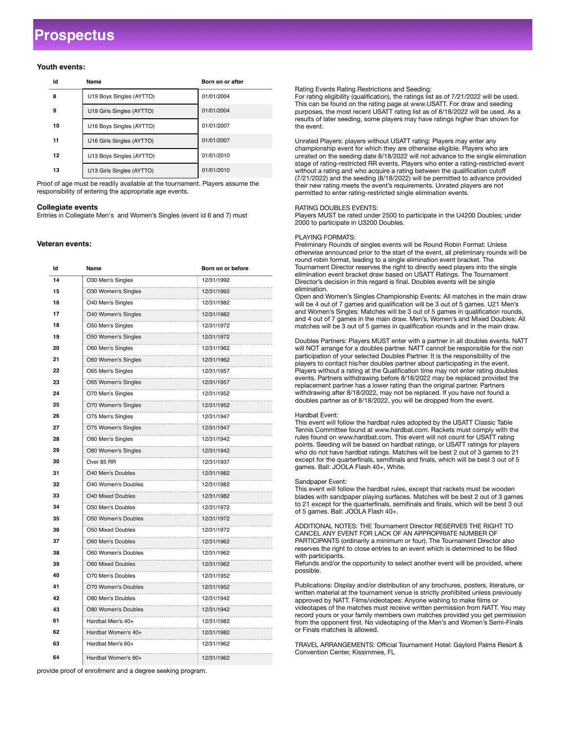# Prospectus

### Youth events:

| Id | Name | Born on or after |
|---|---|---|
| 8 | U19 Boys Singles (AYTTO) | 01/01/2004 |
| 9 | U19 Girls Singles (AYTTO) | 01/01/2004 |
| 10 | U16 Boys Singles (AYTTO) | 01/01/2007 |
| 11 | U16 Girls Singles (AYTTO) | 01/01/2007 |
| 12 | U13 Boys Singles (AYTTO) | 01/01/2010 |
| 13 | U13 Girls Singles (AYTTO) | 01/01/2010 |

Proof of age must be readily available at the tournament. Players assume the responsibility of entering the appropriate age events.

### Collegiate events

Entries in Collegiate Men's and Women's Singles (event id 6 and 7) must provide proof of enrollment and a degree seeking program.

### Veteran events:

| Id | Name | Born on or before |
|---|---|---|
| 14 | O30 Men's Singles | 12/31/1992 |
| 15 | O30 Women's Singles | 12/31/1992 |
| 16 | O40 Men's Singles | 12/31/1982 |
| 17 | O40 Women's Singles | 12/31/1982 |
| 18 | O50 Men's Singles | 12/31/1972 |
| 19 | O50 Women's Singles | 12/31/1972 |
| 20 | O60 Men's Singles | 12/31/1962 |
| 21 | O60 Women's Singles | 12/31/1962 |
| 22 | O65 Men's Singles | 12/31/1957 |
| 23 | O65 Women's Singles | 12/31/1957 |
| 24 | O70 Men's Singles | 12/31/1952 |
| 25 | O70 Women's Singles | 12/31/1952 |
| 26 | O75 Men's Singles | 12/31/1947 |
| 27 | O75 Women's Singles | 12/31/1947 |
| 28 | O80 Men's Singles | 12/31/1942 |
| 29 | O80 Women's Singles | 12/31/1942 |
| 30 | Over 85 RR | 12/31/1937 |
| 31 | O40 Men's Doubles | 12/31/1982 |
| 32 | O40 Women's Doubles | 12/31/1982 |
| 33 | O40 Mixed Doubles | 12/31/1982 |
| 34 | O50 Men's Doubles | 12/31/1972 |
| 35 | O50 Women's Doubles | 12/31/1972 |
| 36 | O50 Mixed Doubles | 12/31/1972 |
| 37 | O60 Men's Doubles | 12/31/1962 |
| 38 | O60 Women's Doubles | 12/31/1962 |
| 39 | O60 Mixed Doubles | 12/31/1962 |
| 40 | O70 Men's Doubles | 12/31/1952 |
| 41 | O70 Women's Doubles | 12/31/1952 |
| 42 | O80 Men's Doubles | 12/31/1942 |
| 43 | O80 Women's Doubles | 12/31/1942 |
| 61 | Hardbat Men's 40+ | 12/31/1982 |
| 62 | Hardbat Women's 40+ | 12/31/1982 |
| 63 | Hardbat Men's 60+ | 12/31/1962 |
| 64 | Hardbat Women's 60+ | 12/31/1962 |

Rating Events Rating Restrictions and Seeding:
For rating eligibility (qualification), the ratings list as of 7/21/2022 will be used. This can be found on the rating page at www.USATT. For draw and seeding purposes, the most recent USATT rating list as of 8/18/2022 will be used. As a results of later seeding, some players may have ratings higher than shown for the event.

Unrated Players: players without USATT rating: Players may enter any championship event for which they are otherwise eligible. Players who are unrated on the seeding date 8/18/2022 will not advance to the single elimination stage of rating-restricted RR events. Players who enter a rating-restricted event without a rating and who acquire a rating between the qualification cutoff (7/21/2022) and the seeding (8/18/2022) will be permitted to advance provided their new rating meets the event's requirements. Unrated players are not permitted to enter rating-restricted single elimination events.

RATING DOUBLES EVENTS:
Players MUST be rated under 2500 to participate in the U4200 Doubles; under 2000 to participate in U3200 Doubles.

PLAYING FORMATS:
Preliminary Rounds of singles events will be Round Robin Format: Unless otherwise announced prior to the start of the event, all preliminary rounds will be round robin format, leading to a single elimination event bracket. The Tournament Director reserves the right to directly seed players into the single elimination event bracket draw based on USATT Ratings. The Tournament Director's decision in this regard is final. Doubles events will be single elimination.
Open and Women's Singles Championship Events: All matches in the main draw will be 4 out of 7 games and qualification will be 3 out of 5 games. U21 Men's and Women's Singles: Matches will be 3 out of 5 games in qualification rounds, and 4 out of 7 games in the main draw. Men's, Women's and Mixed Doubles: All matches will be 3 out of 5 games in qualification rounds and in the main draw.

Doubles Partners: Players MUST enter with a partner in all doubles events. NATT will NOT arrange for a doubles partner. NATT cannot be responsible for the non participation of your selected Doubles Partner. It is the responsibility of the players to contact his/her doubles partner about participating in the event. Players without a rating at the Qualification time may not enter rating doubles events. Partners withdrawing before 8/18/2022 may be replaced provided the replacement partner has a lower rating than the original partner. Partners withdrawing after 8/18/2022, may not be replaced. If you have not found a doubles partner as of 8/18/2022, you will be dropped from the event.

Hardbat Event:
This event will follow the hardbat rules adopted by the USATT Classic Table Tennis Committee found at www.hardbat.com. Rackets must comply with the rules found on www.hardbat.com. This event will not count for USATT rating points. Seeding will be based on hardbat ratings, or USATT ratings for players who do not have hardbat ratings. Matches will be best 2 out of 3 games to 21 except for the quarterfinals, semifinals and finals, which will be best 3 out of 5 games. Ball: JOOLA Flash 40+, White.

Sandpaper Event:
This event will follow the hardbat rules, except that rackets must be wooden blades with sandpaper playing surfaces. Matches will be best 2 out of 3 games to 21 except for the quarterfinals, semifinals and finals, which will be best 3 out of 5 games. Ball: JOOLA Flash 40+.

ADDITIONAL NOTES: THE Tournament Director RESERVES THE RIGHT TO CANCEL ANY EVENT FOR LACK OF AN APPROPRIATE NUMBER OF PARTICIPANTS (ordinarily a minimum or four). The Tournament Director also reserves the right to close entries to an event which is determined to be filled with participants.
Refunds and/or the opportunity to select another event will be provided, where possible.

Publications: Display and/or distribution of any brochures, posters, literature, or written material at the tournament venue is strictly prohibited unless previously approved by NATT. Films/videotapes: Anyone wishing to make films or videotapes of the matches must receive written permission from NATT. You may record yours or your family members own matches provided you get permission from the opponent first. No videotaping of the Men's and Women's Semi-Finals or Finals matches is allowed.

TRAVEL ARRANGEMENTS: Official Tournament Hotel: Gaylord Palms Resort & Convention Center, Kissimmee, FL